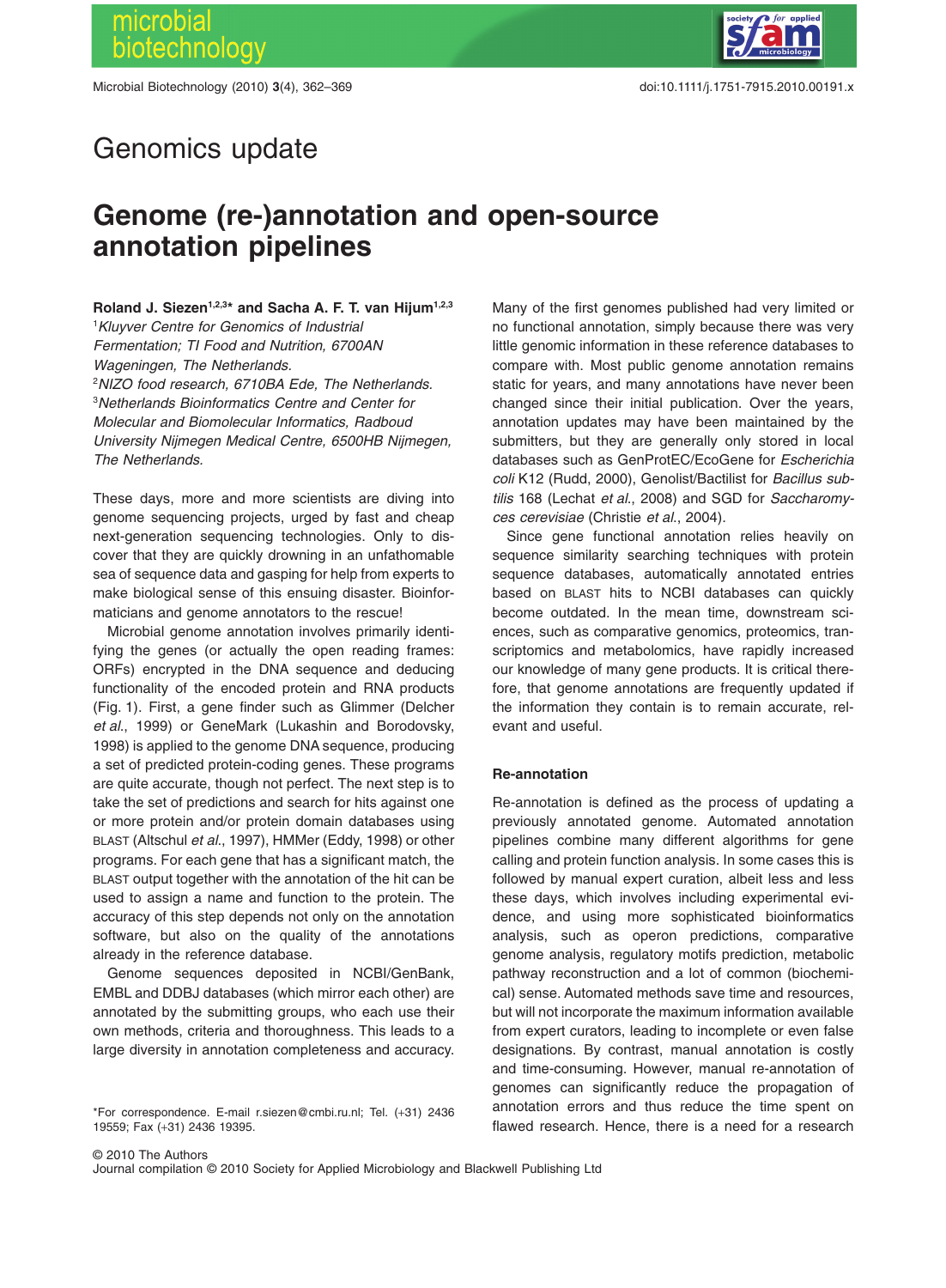# Genomics update

## Genome (re-)annotation and open-source annotation pipelines

**Roland J. Siezen[1,2,3]* and Sacha A. F. T. van Hijum[1,2,3]**

[1]*Kluyver Centre for Genomics of Industrial Fermentation; TI Food and Nutrition, 6700AN Wageningen, The Netherlands.*
[2]*NIZO food research, 6710BA Ede, The Netherlands.*
[3]*Netherlands Bioinformatics Centre and Center for Molecular and Biomolecular Informatics, Radboud University Nijmegen Medical Centre, 6500HB Nijmegen, The Netherlands.*

These days, more and more scientists are diving into genome sequencing projects, urged by fast and cheap next-generation sequencing technologies. Only to discover that they are quickly drowning in an unfathomable sea of sequence data and gasping for help from experts to make biological sense of this ensuing disaster. Bioinformaticians and genome annotators to the rescue!

Microbial genome annotation involves primarily identifying the genes (or actually the open reading frames: ORFs) encrypted in the DNA sequence and deducing functionality of the encoded protein and RNA products (Fig. 1). First, a gene finder such as Glimmer (Delcher *et al*., 1999) or GeneMark (Lukashin and Borodovsky, 1998) is applied to the genome DNA sequence, producing a set of predicted protein-coding genes. These programs are quite accurate, though not perfect. The next step is to take the set of predictions and search for hits against one or more protein and/or protein domain databases using BLAST (Altschul *et al*., 1997), HMMer (Eddy, 1998) or other programs. For each gene that has a significant match, the BLAST output together with the annotation of the hit can be used to assign a name and function to the protein. The accuracy of this step depends not only on the annotation software, but also on the quality of the annotations already in the reference database.

Genome sequences deposited in NCBI/GenBank, EMBL and DDBJ databases (which mirror each other) are annotated by the submitting groups, who each use their own methods, criteria and thoroughness. This leads to a large diversity in annotation completeness and accuracy. Many of the first genomes published had very limited or no functional annotation, simply because there was very little genomic information in these reference databases to compare with. Most public genome annotation remains static for years, and many annotations have never been changed since their initial publication. Over the years, annotation updates may have been maintained by the submitters, but they are generally only stored in local databases such as GenProtEC/EcoGene for *Escherichia coli* K12 (Rudd, 2000), Genolist/Bactilist for *Bacillus subtilis* 168 (Lechat *et al*., 2008) and SGD for *Saccharomyces cerevisiae* (Christie *et al*., 2004).

Since gene functional annotation relies heavily on sequence similarity searching techniques with protein sequence databases, automatically annotated entries based on BLAST hits to NCBI databases can quickly become outdated. In the mean time, downstream sciences, such as comparative genomics, proteomics, transcriptomics and metabolomics, have rapidly increased our knowledge of many gene products. It is critical therefore, that genome annotations are frequently updated if the information they contain is to remain accurate, relevant and useful.

### Re-annotation

Re-annotation is defined as the process of updating a previously annotated genome. Automated annotation pipelines combine many different algorithms for gene calling and protein function analysis. In some cases this is followed by manual expert curation, albeit less and less these days, which involves including experimental evidence, and using more sophisticated bioinformatics analysis, such as operon predictions, comparative genome analysis, regulatory motifs prediction, metabolic pathway reconstruction and a lot of common (biochemical) sense. Automated methods save time and resources, but will not incorporate the maximum information available from expert curators, leading to incomplete or even false designations. By contrast, manual annotation is costly and time-consuming. However, manual re-annotation of genomes can significantly reduce the propagation of annotation errors and thus reduce the time spent on flawed research. Hence, there is a need for a research

*For correspondence. E-mail r.siezen@cmbi.ru.nl; Tel. (+31) 2436 19559; Fax (+31) 2436 19395.

© 2010 The Authors
Journal compilation © 2010 Society for Applied Microbiology and Blackwell Publishing Ltd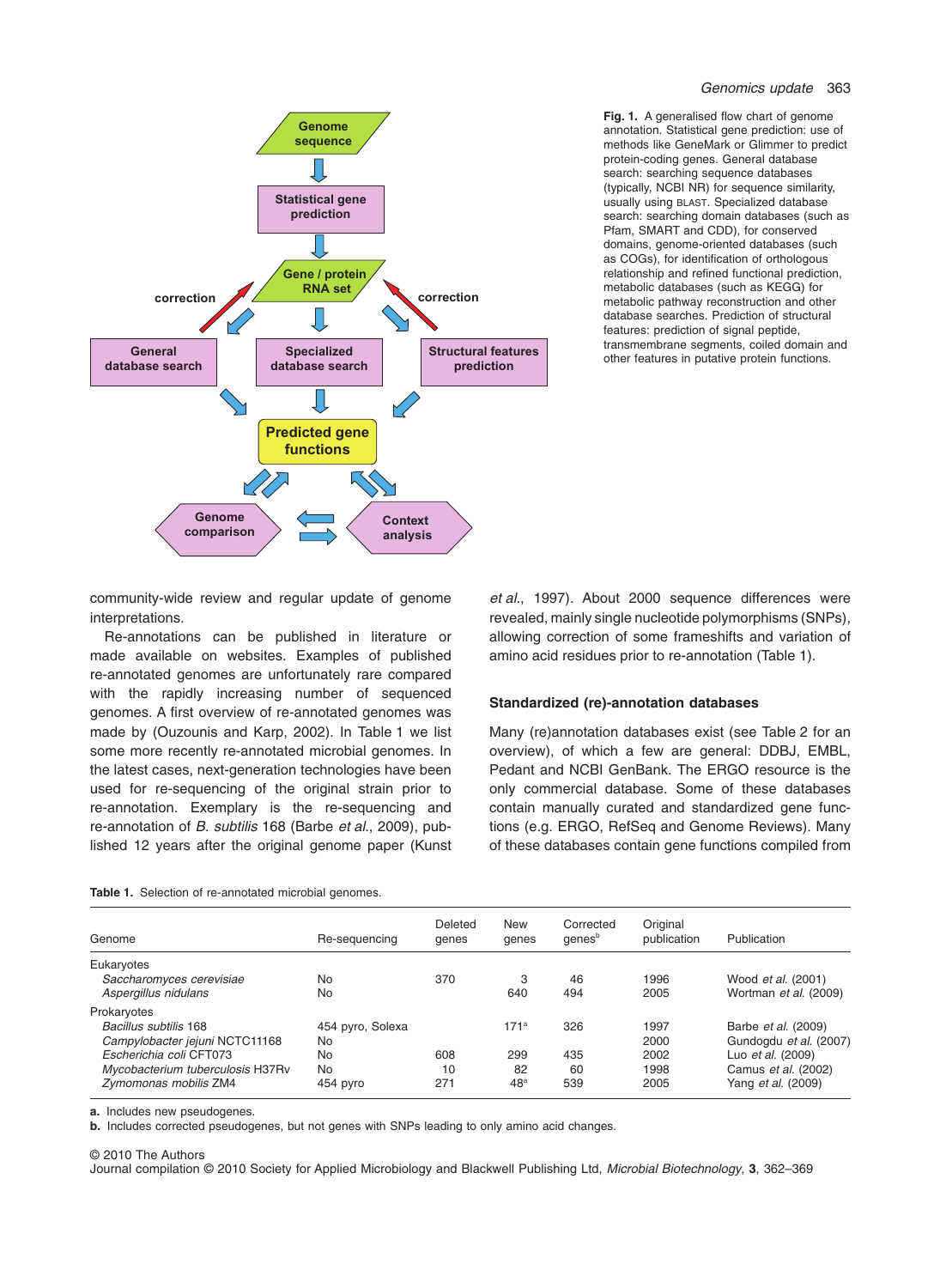Fig. 1. A generalised flow chart of genome annotation. Statistical gene prediction: use of methods like GeneMark or Glimmer to predict protein-coding genes. General database search: searching sequence databases (typically, NCBI NR) for sequence similarity, usually using BLAST. Specialized database search: searching domain databases (such as Pfam, SMART and CDD), for conserved domains, genome-oriented databases (such as COGs), for identification of orthologous relationship and refined functional prediction, metabolic databases (such as KEGG) for metabolic pathway reconstruction and other database searches. Prediction of structural features: prediction of signal peptide, transmembrane segments, coiled domain and other features in putative protein functions.

community-wide review and regular update of genome interpretations.

Re-annotations can be published in literature or made available on websites. Examples of published re-annotated genomes are unfortunately rare compared with the rapidly increasing number of sequenced genomes. A first overview of re-annotated genomes was made by (Ouzounis and Karp, 2002). In Table 1 we list some more recently re-annotated microbial genomes. In the latest cases, next-generation technologies have been used for re-sequencing of the original strain prior to re-annotation. Exemplary is the re-sequencing and re-annotation of *B. subtilis* 168 (Barbe *et al.*, 2009), published 12 years after the original genome paper (Kunst *et al.*, 1997). About 2000 sequence differences were revealed, mainly single nucleotide polymorphisms (SNPs), allowing correction of some frameshifts and variation of amino acid residues prior to re-annotation (Table 1).

## Standardized (re)-annotation databases

Many (re)annotation databases exist (see Table 2 for an overview), of which a few are general: DDBJ, EMBL, Pedant and NCBI GenBank. The ERGO resource is the only commercial database. Some of these databases contain manually curated and standardized gene functions (e.g. ERGO, RefSeq and Genome Reviews). Many of these databases contain gene functions compiled from

**Table 1.** Selection of re-annotated microbial genomes.

| Genome | Re-sequencing | Deleted genes | New genes | Corrected genes[b] | Original publication | Publication |
|---|---|---|---|---|---|---|
| Eukaryotes | | | | | | |
| *Saccharomyces cerevisiae* | No | 370 | 3 | 46 | 1996 | Wood *et al.* (2001) |
| *Aspergillus nidulans* | No | | 640 | 494 | 2005 | Wortman *et al.* (2009) |
| Prokaryotes | | | | | | |
| *Bacillus subtilis* 168 | 454 pyro, Solexa | | 171[a] | 326 | 1997 | Barbe *et al.* (2009) |
| *Campylobacter jejuni* NCTC11168 | No | | | | 2000 | Gundogdu *et al.* (2007) |
| *Escherichia coli* CFT073 | No | 608 | 299 | 435 | 2002 | Luo *et al.* (2009) |
| *Mycobacterium tuberculosis* H37Rv | No | 10 | 82 | 60 | 1998 | Camus *et al.* (2002) |
| *Zymomonas mobilis* ZM4 | 454 pyro | 271 | 48[a] | 539 | 2005 | Yang *et al.* (2009) |

**a.** Includes new pseudogenes.
**b.** Includes corrected pseudogenes, but not genes with SNPs leading to only amino acid changes.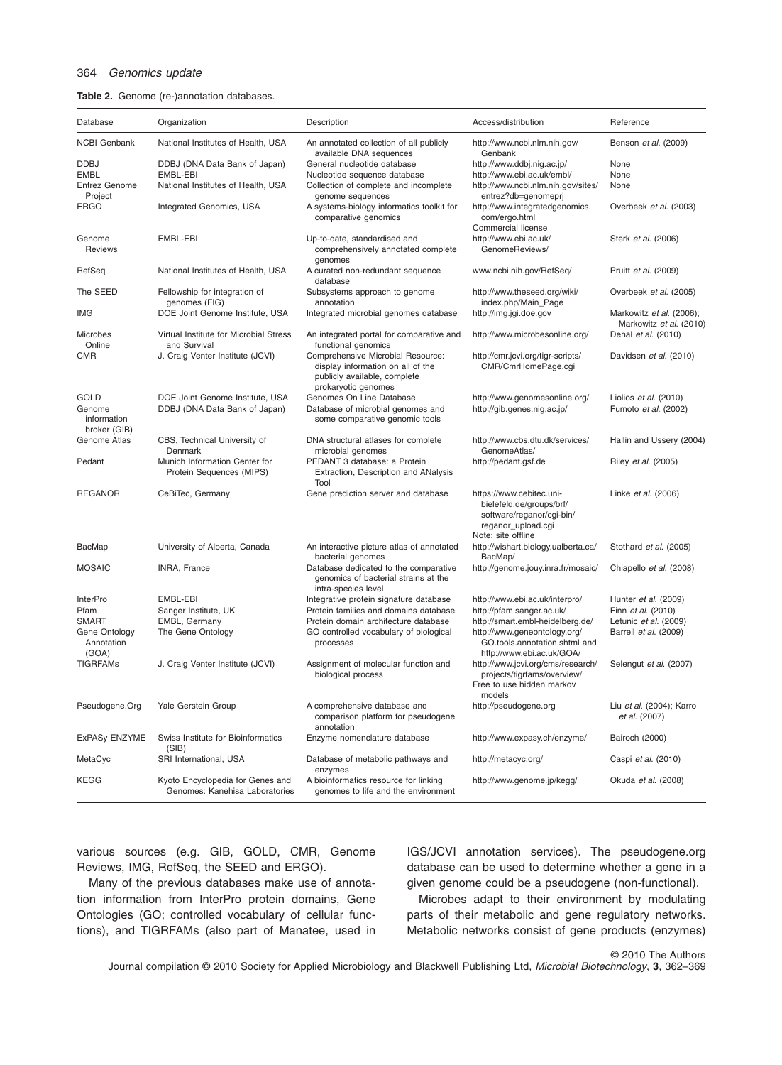**Table 2.** Genome (re-)annotation databases.

| Database | Organization | Description | Access/distribution | Reference |
|---|---|---|---|---|
| NCBI Genbank | National Institutes of Health, USA | An annotated collection of all publicly available DNA sequences | http://www.ncbi.nlm.nih.gov/Genbank | Benson *et al.* (2009) |
| DDBJ | DDBJ (DNA Data Bank of Japan) | General nucleotide database | http://www.ddbj.nig.ac.jp/ | None |
| EMBL | EMBL-EBI | Nucleotide sequence database | http://www.ebi.ac.uk/embl/ | None |
| Entrez Genome Project | National Institutes of Health, USA | Collection of complete and incomplete genome sequences | http://www.ncbi.nlm.nih.gov/sites/entrez?db=genomeprj | None |
| ERGO | Integrated Genomics, USA | A systems-biology informatics toolkit for comparative genomics | http://www.integratedgenomics.com/ergo.html Commercial license | Overbeek *et al.* (2003) |
| Genome Reviews | EMBL-EBI | Up-to-date, standardised and comprehensively annotated complete genomes | http://www.ebi.ac.uk/GenomeReviews/ | Sterk *et al.* (2006) |
| RefSeq | National Institutes of Health, USA | A curated non-redundant sequence database | www.ncbi.nih.gov/RefSeq/ | Pruitt *et al.* (2009) |
| The SEED | Fellowship for integration of genomes (FIG) | Subsystems approach to genome annotation | http://www.theseed.org/wiki/index.php/Main_Page | Overbeek *et al.* (2005) |
| IMG | DOE Joint Genome Institute, USA | Integrated microbial genomes database | http://img.jgi.doe.gov | Markowitz *et al.* (2006); Markowitz *et al.* (2010) |
| Microbes Online | Virtual Institute for Microbial Stress and Survival | An integrated portal for comparative and functional genomics | http://www.microbesonline.org/ | Dehal *et al.* (2010) |
| CMR | J. Craig Venter Institute (JCVI) | Comprehensive Microbial Resource: display information on all of the publicly available, complete prokaryotic genomes | http://cmr.jcvi.org/tigr-scripts/CMR/CmrHomePage.cgi | Davidsen *et al.* (2010) |
| GOLD | DOE Joint Genome Institute, USA | Genomes On Line Database | http://www.genomesonline.org/ | Liolios *et al.* (2010) |
| Genome information broker (GIB) | DDBJ (DNA Data Bank of Japan) | Database of microbial genomes and some comparative genomic tools | http://gib.genes.nig.ac.jp/ | Fumoto *et al.* (2002) |
| Genome Atlas | CBS, Technical University of Denmark | DNA structural atlases for complete microbial genomes | http://www.cbs.dtu.dk/services/GenomeAtlas/ | Hallin and Ussery (2004) |
| Pedant | Munich Information Center for Protein Sequences (MIPS) | PEDANT 3 database: a Protein Extraction, Description and ANalysis Tool | http://pedant.gsf.de | Riley *et al.* (2005) |
| REGANOR | CeBiTec, Germany | Gene prediction server and database | https://www.cebitec.uni-bielefeld.de/groups/brf/software/reganor/cgi-bin/reganor_upload.cgi Note: site offline | Linke *et al.* (2006) |
| BacMap | University of Alberta, Canada | An interactive picture atlas of annotated bacterial genomes | http://wishart.biology.ualberta.ca/BacMap/ | Stothard *et al.* (2005) |
| MOSAIC | INRA, France | Database dedicated to the comparative genomics of bacterial strains at the intra-species level | http://genome.jouy.inra.fr/mosaic/ | Chiapello *et al.* (2008) |
| InterPro | EMBL-EBI | Integrative protein signature database | http://www.ebi.ac.uk/interpro/ | Hunter *et al.* (2009) |
| Pfam | Sanger Institute, UK | Protein families and domains database | http://pfam.sanger.ac.uk/ | Finn *et al.* (2010) |
| SMART | EMBL, Germany | Protein domain architecture database | http://smart.embl-heidelberg.de/ | Letunic *et al.* (2009) |
| Gene Ontology Annotation (GOA) | The Gene Ontology | GO controlled vocabulary of biological processes | http://www.geneontology.org/GO.tools.annotation.shtml and http://www.ebi.ac.uk/GOA/ | Barrell *et al.* (2009) |
| TIGRFAMs | J. Craig Venter Institute (JCVI) | Assignment of molecular function and biological process | http://www.jcvi.org/cms/research/projects/tigrfams/overview/ Free to use hidden markov models | Selengut *et al.* (2007) |
| Pseudogene.Org | Yale Gerstein Group | A comprehensive database and comparison platform for pseudogene annotation | http://pseudogene.org | Liu *et al.* (2004); Karro *et al.* (2007) |
| ExPASy ENZYME | Swiss Institute for Bioinformatics (SIB) | Enzyme nomenclature database | http://www.expasy.ch/enzyme/ | Bairoch (2000) |
| MetaCyc | SRI International, USA | Database of metabolic pathways and enzymes | http://metacyc.org/ | Caspi *et al.* (2010) |
| KEGG | Kyoto Encyclopedia for Genes and Genomes: Kanehisa Laboratories | A bioinformatics resource for linking genomes to life and the environment | http://www.genome.jp/kegg/ | Okuda *et al.* (2008) |

various sources (e.g. GIB, GOLD, CMR, Genome Reviews, IMG, RefSeq, the SEED and ERGO).

Many of the previous databases make use of annotation information from InterPro protein domains, Gene Ontologies (GO; controlled vocabulary of cellular functions), and TIGRFAMs (also part of Manatee, used in IGS/JCVI annotation services). The pseudogene.org database can be used to determine whether a gene in a given genome could be a pseudogene (non-functional).

Microbes adapt to their environment by modulating parts of their metabolic and gene regulatory networks. Metabolic networks consist of gene products (enzymes)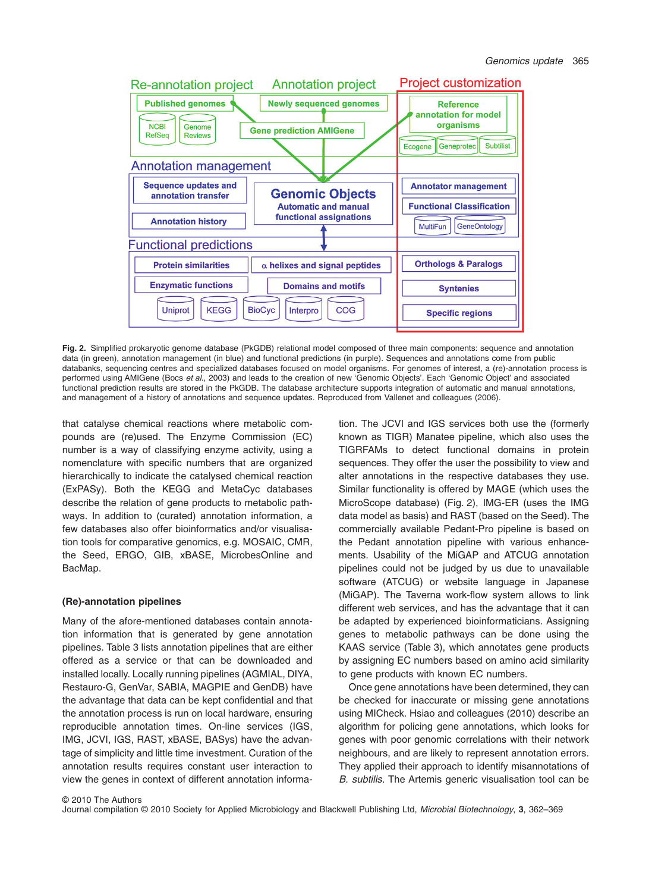Fig. 2. Simplified prokaryotic genome database (PkGDB) relational model composed of three main components: sequence and annotation data (in green), annotation management (in blue) and functional predictions (in purple). Sequences and annotations come from public databanks, sequencing centres and specialized databases focused on model organisms. For genomes of interest, a (re)-annotation process is performed using AMIGene (Bocs *et al*., 2003) and leads to the creation of new 'Genomic Objects'. Each 'Genomic Object' and associated functional prediction results are stored in the PkGDB. The database architecture supports integration of automatic and manual annotations, and management of a history of annotations and sequence updates. Reproduced from Vallenet and colleagues (2006).

that catalyse chemical reactions where metabolic compounds are (re)used. The Enzyme Commission (EC) number is a way of classifying enzyme activity, using a nomenclature with specific numbers that are organized hierarchically to indicate the catalysed chemical reaction (ExPASy). Both the KEGG and MetaCyc databases describe the relation of gene products to metabolic pathways. In addition to (curated) annotation information, a few databases also offer bioinformatics and/or visualisation tools for comparative genomics, e.g. MOSAIC, CMR, the Seed, ERGO, GIB, xBASE, MicrobesOnline and BacMap.

### (Re)-annotation pipelines

Many of the afore-mentioned databases contain annotation information that is generated by gene annotation pipelines. Table 3 lists annotation pipelines that are either offered as a service or that can be downloaded and installed locally. Locally running pipelines (AGMIAL, DIYA, Restauro-G, GenVar, SABIA, MAGPIE and GenDB) have the advantage that data can be kept confidential and that the annotation process is run on local hardware, ensuring reproducible annotation times. On-line services (IGS, IMG, JCVI, IGS, RAST, xBASE, BASys) have the advantage of simplicity and little time investment. Curation of the annotation results requires constant user interaction to view the genes in context of different annotation information. The JCVI and IGS services both use the (formerly known as TIGR) Manatee pipeline, which also uses the TIGRFAMs to detect functional domains in protein sequences. They offer the user the possibility to view and alter annotations in the respective databases they use. Similar functionality is offered by MAGE (which uses the MicroScope database) (Fig. 2), IMG-ER (uses the IMG data model as basis) and RAST (based on the Seed). The commercially available Pedant-Pro pipeline is based on the Pedant annotation pipeline with various enhancements. Usability of the MiGAP and ATCUG annotation pipelines could not be judged by us due to unavailable software (ATCUG) or website language in Japanese (MiGAP). The Taverna work-flow system allows to link different web services, and has the advantage that it can be adapted by experienced bioinformaticians. Assigning genes to metabolic pathways can be done using the KAAS service (Table 3), which annotates gene products by assigning EC numbers based on amino acid similarity to gene products with known EC numbers.

Once gene annotations have been determined, they can be checked for inaccurate or missing gene annotations using MICheck. Hsiao and colleagues (2010) describe an algorithm for policing gene annotations, which looks for genes with poor genomic correlations with their network neighbours, and are likely to represent annotation errors. They applied their approach to identify misannotations of *B. subtilis*. The Artemis generic visualisation tool can be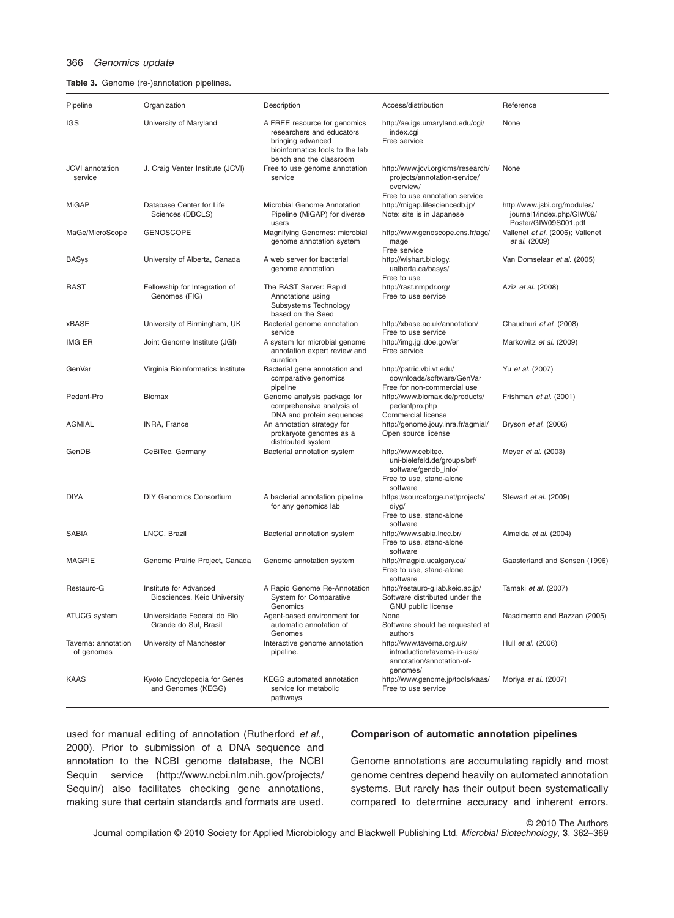**Table 3.** Genome (re-)annotation pipelines.

| Pipeline | Organization | Description | Access/distribution | Reference |
|---|---|---|---|---|
| IGS | University of Maryland | A FREE resource for genomics researchers and educators bringing advanced bioinformatics tools to the lab bench and the classroom | http://ae.igs.umaryland.edu/cgi/index.cgi Free service | None |
| JCVI annotation service | J. Craig Venter Institute (JCVI) | Free to use genome annotation service | http://www.jcvi.org/cms/research/projects/annotation-service/overview/ Free to use annotation service | None |
| MiGAP | Database Center for Life Sciences (DBCLS) | Microbial Genome Annotation Pipeline (MiGAP) for diverse users | http://migap.lifesciencedb.jp/ Note: site is in Japanese | http://www.jsbi.org/modules/journal1/index.php/GIW09/Poster/GIW09S001.pdf |
| MaGe/MicroScope | GENOSCOPE | Magnifying Genomes: microbial genome annotation system | http://www.genoscope.cns.fr/agc/mage Free service | Vallenet *et al.* (2006); Vallenet *et al.* (2009) |
| BASys | University of Alberta, Canada | A web server for bacterial genome annotation | http://wishart.biology.ualberta.ca/basys/ Free to use | Van Domselaar *et al.* (2005) |
| RAST | Fellowship for Integration of Genomes (FIG) | The RAST Server: Rapid Annotations using Subsystems Technology based on the Seed | http://rast.nmpdr.org/ Free to use service | Aziz *et al.* (2008) |
| xBASE | University of Birmingham, UK | Bacterial genome annotation service | http://xbase.ac.uk/annotation/ Free to use service | Chaudhuri *et al.* (2008) |
| IMG ER | Joint Genome Institute (JGI) | A system for microbial genome annotation expert review and curation | http://img.jgi.doe.gov/er Free service | Markowitz *et al.* (2009) |
| GenVar | Virginia Bioinformatics Institute | Bacterial gene annotation and comparative genomics pipeline | http://patric.vbi.vt.edu/downloads/software/GenVar Free for non-commercial use | Yu *et al.* (2007) |
| Pedant-Pro | Biomax | Genome analysis package for comprehensive analysis of DNA and protein sequences | http://www.biomax.de/products/pedantpro.php Commercial license | Frishman *et al.* (2001) |
| AGMIAL | INRA, France | An annotation strategy for prokaryote genomes as a distributed system | http://genome.jouy.inra.fr/agmial/ Open source license | Bryson *et al.* (2006) |
| GenDB | CeBiTec, Germany | Bacterial annotation system | http://www.cebitec.uni-bielefeld.de/groups/brf/software/gendb_info/ Free to use, stand-alone software | Meyer *et al.* (2003) |
| DIYA | DIY Genomics Consortium | A bacterial annotation pipeline for any genomics lab | https://sourceforge.net/projects/diyg/ Free to use, stand-alone software | Stewart *et al.* (2009) |
| SABIA | LNCC, Brazil | Bacterial annotation system | http://www.sabia.lncc.br/ Free to use, stand-alone software | Almeida *et al.* (2004) |
| MAGPIE | Genome Prairie Project, Canada | Genome annotation system | http://magpie.ucalgary.ca/ Free to use, stand-alone software | Gaasterland and Sensen (1996) |
| Restauro-G | Institute for Advanced Biosciences, Keio University | A Rapid Genome Re-Annotation System for Comparative Genomics | http://restauro-g.iab.keio.ac.jp/ Software distributed under the GNU public license | Tamaki *et al.* (2007) |
| ATUCG system | Universidade Federal do Rio Grande do Sul, Brasil | Agent-based environment for automatic annotation of Genomes | None Software should be requested at authors | Nascimento and Bazzan (2005) |
| Taverna: annotation of genomes | University of Manchester | Interactive genome annotation pipeline. | http://www.taverna.org.uk/introduction/taverna-in-use/annotation/annotation-of-genomes/ | Hull *et al.* (2006) |
| KAAS | Kyoto Encyclopedia for Genes and Genomes (KEGG) | KEGG automated annotation service for metabolic pathways | http://www.genome.jp/tools/kaas/ Free to use service | Moriya *et al.* (2007) |

used for manual editing of annotation (Rutherford *et al.*, 2000). Prior to submission of a DNA sequence and annotation to the NCBI genome database, the NCBI Sequin service (http://www.ncbi.nlm.nih.gov/projects/Sequin/) also facilitates checking gene annotations, making sure that certain standards and formats are used.

### Comparison of automatic annotation pipelines

Genome annotations are accumulating rapidly and most genome centres depend heavily on automated annotation systems. But rarely has their output been systematically compared to determine accuracy and inherent errors.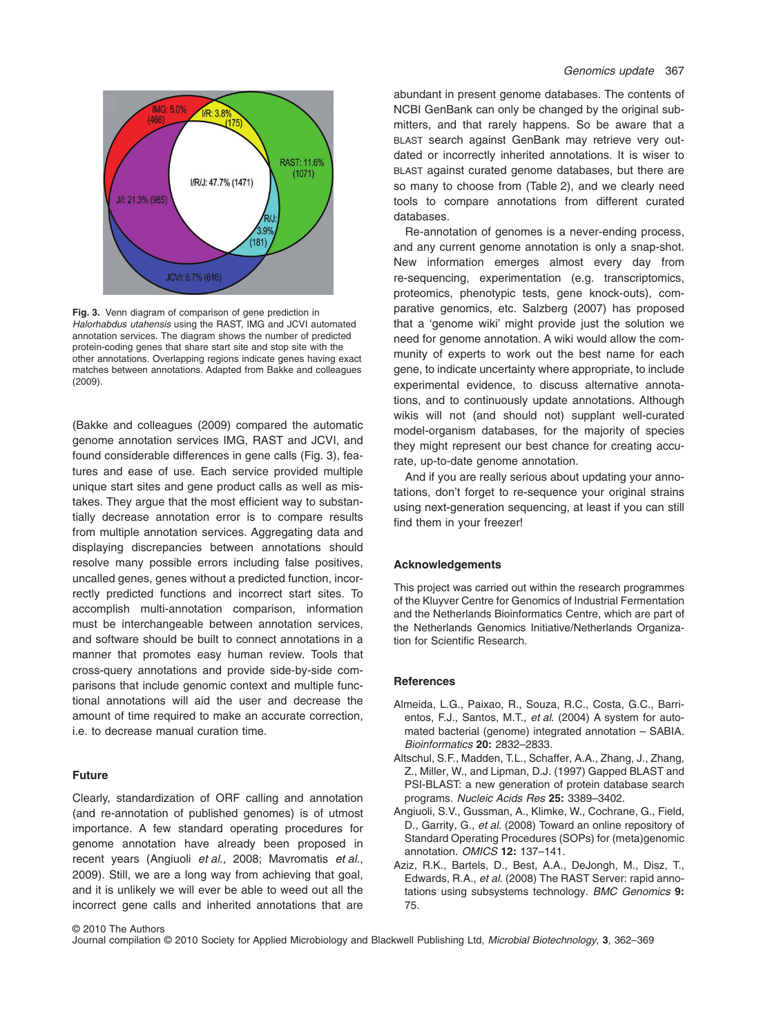**Fig. 3.** Venn diagram of comparison of gene prediction in *Halorhabdus utahensis* using the RAST, IMG and JCVI automated annotation services. The diagram shows the number of predicted protein-coding genes that share start site and stop site with the other annotations. Overlapping regions indicate genes having exact matches between annotations. Adapted from Bakke and colleagues (2009).

(Bakke and colleagues (2009) compared the automatic genome annotation services IMG, RAST and JCVI, and found considerable differences in gene calls (Fig. 3), features and ease of use. Each service provided multiple unique start sites and gene product calls as well as mistakes. They argue that the most efficient way to substantially decrease annotation error is to compare results from multiple annotation services. Aggregating data and displaying discrepancies between annotations should resolve many possible errors including false positives, uncalled genes, genes without a predicted function, incorrectly predicted functions and incorrect start sites. To accomplish multi-annotation comparison, information must be interchangeable between annotation services, and software should be built to connect annotations in a manner that promotes easy human review. Tools that cross-query annotations and provide side-by-side comparisons that include genomic context and multiple functional annotations will aid the user and decrease the amount of time required to make an accurate correction, i.e. to decrease manual curation time.

## Future

Clearly, standardization of ORF calling and annotation (and re-annotation of published genomes) is of utmost importance. A few standard operating procedures for genome annotation have already been proposed in recent years (Angiuoli *et al*., 2008; Mavromatis *et al*., 2009). Still, we are a long way from achieving that goal, and it is unlikely we will ever be able to weed out all the incorrect gene calls and inherited annotations that are abundant in present genome databases. The contents of NCBI GenBank can only be changed by the original submitters, and that rarely happens. So be aware that a BLAST search against GenBank may retrieve very outdated or incorrectly inherited annotations. It is wiser to BLAST against curated genome databases, but there are so many to choose from (Table 2), and we clearly need tools to compare annotations from different curated databases.

Re-annotation of genomes is a never-ending process, and any current genome annotation is only a snap-shot. New information emerges almost every day from re-sequencing, experimentation (e.g. transcriptomics, proteomics, phenotypic tests, gene knock-outs), comparative genomics, etc. Salzberg (2007) has proposed that a 'genome wiki' might provide just the solution we need for genome annotation. A wiki would allow the community of experts to work out the best name for each gene, to indicate uncertainty where appropriate, to include experimental evidence, to discuss alternative annotations, and to continuously update annotations. Although wikis will not (and should not) supplant well-curated model-organism databases, for the majority of species they might represent our best chance for creating accurate, up-to-date genome annotation.

And if you are really serious about updating your annotations, don't forget to re-sequence your original strains using next-generation sequencing, at least if you can still find them in your freezer!

## Acknowledgements

This project was carried out within the research programmes of the Kluyver Centre for Genomics of Industrial Fermentation and the Netherlands Bioinformatics Centre, which are part of the Netherlands Genomics Initiative/Netherlands Organization for Scientific Research.

## References

Almeida, L.G., Paixao, R., Souza, R.C., Costa, G.C., Barrientos, F.J., Santos, M.T., *et al*. (2004) A system for automated bacterial (genome) integrated annotation – SABIA. *Bioinformatics* **20:** 2832–2833.

Altschul, S.F., Madden, T.L., Schaffer, A.A., Zhang, J., Zhang, Z., Miller, W., and Lipman, D.J. (1997) Gapped BLAST and PSI-BLAST: a new generation of protein database search programs. *Nucleic Acids Res* **25:** 3389–3402.

Angiuoli, S.V., Gussman, A., Klimke, W., Cochrane, G., Field, D., Garrity, G., *et al*. (2008) Toward an online repository of Standard Operating Procedures (SOPs) for (meta)genomic annotation. *OMICS* **12:** 137–141.

Aziz, R.K., Bartels, D., Best, A.A., DeJongh, M., Disz, T., Edwards, R.A., *et al*. (2008) The RAST Server: rapid annotations using subsystems technology. *BMC Genomics* **9:** 75.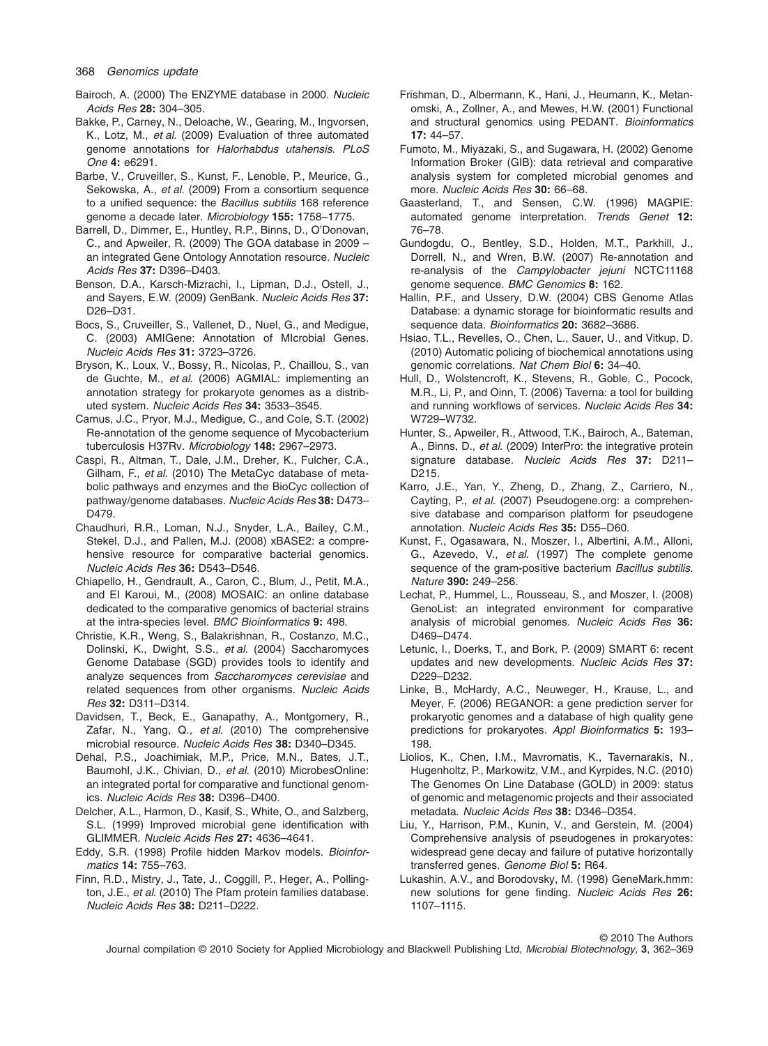Bairoch, A. (2000) The ENZYME database in 2000. *Nucleic Acids Res* **28:** 304–305.

Bakke, P., Carney, N., Deloache, W., Gearing, M., Ingvorsen, K., Lotz, M., *et al.* (2009) Evaluation of three automated genome annotations for *Halorhabdus utahensis*. *PLoS One* **4:** e6291.

Barbe, V., Cruveiller, S., Kunst, F., Lenoble, P., Meurice, G., Sekowska, A., *et al.* (2009) From a consortium sequence to a unified sequence: the *Bacillus subtilis* 168 reference genome a decade later. *Microbiology* **155:** 1758–1775.

Barrell, D., Dimmer, E., Huntley, R.P., Binns, D., O'Donovan, C., and Apweiler, R. (2009) The GOA database in 2009 – an integrated Gene Ontology Annotation resource. *Nucleic Acids Res* **37:** D396–D403.

Benson, D.A., Karsch-Mizrachi, I., Lipman, D.J., Ostell, J., and Sayers, E.W. (2009) GenBank. *Nucleic Acids Res* **37:** D26–D31.

Bocs, S., Cruveiller, S., Vallenet, D., Nuel, G., and Medigue, C. (2003) AMIGene: Annotation of MIcrobial Genes. *Nucleic Acids Res* **31:** 3723–3726.

Bryson, K., Loux, V., Bossy, R., Nicolas, P., Chaillou, S., van de Guchte, M., *et al.* (2006) AGMIAL: implementing an annotation strategy for prokaryote genomes as a distributed system. *Nucleic Acids Res* **34:** 3533–3545.

Camus, J.C., Pryor, M.J., Medigue, C., and Cole, S.T. (2002) Re-annotation of the genome sequence of Mycobacterium tuberculosis H37Rv. *Microbiology* **148:** 2967–2973.

Caspi, R., Altman, T., Dale, J.M., Dreher, K., Fulcher, C.A., Gilham, F., *et al.* (2010) The MetaCyc database of metabolic pathways and enzymes and the BioCyc collection of pathway/genome databases. *Nucleic Acids Res* **38:** D473–D479.

Chaudhuri, R.R., Loman, N.J., Snyder, L.A., Bailey, C.M., Stekel, D.J., and Pallen, M.J. (2008) xBASE2: a comprehensive resource for comparative bacterial genomics. *Nucleic Acids Res* **36:** D543–D546.

Chiapello, H., Gendrault, A., Caron, C., Blum, J., Petit, M.A., and El Karoui, M., (2008) MOSAIC: an online database dedicated to the comparative genomics of bacterial strains at the intra-species level. *BMC Bioinformatics* **9:** 498.

Christie, K.R., Weng, S., Balakrishnan, R., Costanzo, M.C., Dolinski, K., Dwight, S.S., *et al.* (2004) Saccharomyces Genome Database (SGD) provides tools to identify and analyze sequences from *Saccharomyces cerevisiae* and related sequences from other organisms. *Nucleic Acids Res* **32:** D311–D314.

Davidsen, T., Beck, E., Ganapathy, A., Montgomery, R., Zafar, N., Yang, Q., *et al.* (2010) The comprehensive microbial resource. *Nucleic Acids Res* **38:** D340–D345.

Dehal, P.S., Joachimiak, M.P., Price, M.N., Bates, J.T., Baumohl, J.K., Chivian, D., *et al.* (2010) MicrobesOnline: an integrated portal for comparative and functional genomics. *Nucleic Acids Res* **38:** D396–D400.

Delcher, A.L., Harmon, D., Kasif, S., White, O., and Salzberg, S.L. (1999) Improved microbial gene identification with GLIMMER. *Nucleic Acids Res* **27:** 4636–4641.

Eddy, S.R. (1998) Profile hidden Markov models. *Bioinformatics* **14:** 755–763.

Finn, R.D., Mistry, J., Tate, J., Coggill, P., Heger, A., Pollington, J.E., *et al.* (2010) The Pfam protein families database. *Nucleic Acids Res* **38:** D211–D222.

Frishman, D., Albermann, K., Hani, J., Heumann, K., Metanomski, A., Zollner, A., and Mewes, H.W. (2001) Functional and structural genomics using PEDANT. *Bioinformatics* **17:** 44–57.

Fumoto, M., Miyazaki, S., and Sugawara, H. (2002) Genome Information Broker (GIB): data retrieval and comparative analysis system for completed microbial genomes and more. *Nucleic Acids Res* **30:** 66–68.

Gaasterland, T., and Sensen, C.W. (1996) MAGPIE: automated genome interpretation. *Trends Genet* **12:** 76–78.

Gundogdu, O., Bentley, S.D., Holden, M.T., Parkhill, J., Dorrell, N., and Wren, B.W. (2007) Re-annotation and re-analysis of the *Campylobacter jejuni* NCTC11168 genome sequence. *BMC Genomics* **8:** 162.

Hallin, P.F., and Ussery, D.W. (2004) CBS Genome Atlas Database: a dynamic storage for bioinformatic results and sequence data. *Bioinformatics* **20:** 3682–3686.

Hsiao, T.L., Revelles, O., Chen, L., Sauer, U., and Vitkup, D. (2010) Automatic policing of biochemical annotations using genomic correlations. *Nat Chem Biol* **6:** 34–40.

Hull, D., Wolstencroft, K., Stevens, R., Goble, C., Pocock, M.R., Li, P., and Oinn, T. (2006) Taverna: a tool for building and running workflows of services. *Nucleic Acids Res* **34:** W729–W732.

Hunter, S., Apweiler, R., Attwood, T.K., Bairoch, A., Bateman, A., Binns, D., *et al.* (2009) InterPro: the integrative protein signature database. *Nucleic Acids Res* **37:** D211–D215.

Karro, J.E., Yan, Y., Zheng, D., Zhang, Z., Carriero, N., Cayting, P., *et al.* (2007) Pseudogene.org: a comprehensive database and comparison platform for pseudogene annotation. *Nucleic Acids Res* **35:** D55–D60.

Kunst, F., Ogasawara, N., Moszer, I., Albertini, A.M., Alloni, G., Azevedo, V., *et al.* (1997) The complete genome sequence of the gram-positive bacterium *Bacillus subtilis*. *Nature* **390:** 249–256.

Lechat, P., Hummel, L., Rousseau, S., and Moszer, I. (2008) GenoList: an integrated environment for comparative analysis of microbial genomes. *Nucleic Acids Res* **36:** D469–D474.

Letunic, I., Doerks, T., and Bork, P. (2009) SMART 6: recent updates and new developments. *Nucleic Acids Res* **37:** D229–D232.

Linke, B., McHardy, A.C., Neuweger, H., Krause, L., and Meyer, F. (2006) REGANOR: a gene prediction server for prokaryotic genomes and a database of high quality gene predictions for prokaryotes. *Appl Bioinformatics* **5:** 193–198.

Liolios, K., Chen, I.M., Mavromatis, K., Tavernarakis, N., Hugenholtz, P., Markowitz, V.M., and Kyrpides, N.C. (2010) The Genomes On Line Database (GOLD) in 2009: status of genomic and metagenomic projects and their associated metadata. *Nucleic Acids Res* **38:** D346–D354.

Liu, Y., Harrison, P.M., Kunin, V., and Gerstein, M. (2004) Comprehensive analysis of pseudogenes in prokaryotes: widespread gene decay and failure of putative horizontally transferred genes. *Genome Biol* **5:** R64.

Lukashin, A.V., and Borodovsky, M. (1998) GeneMark.hmm: new solutions for gene finding. *Nucleic Acids Res* **26:** 1107–1115.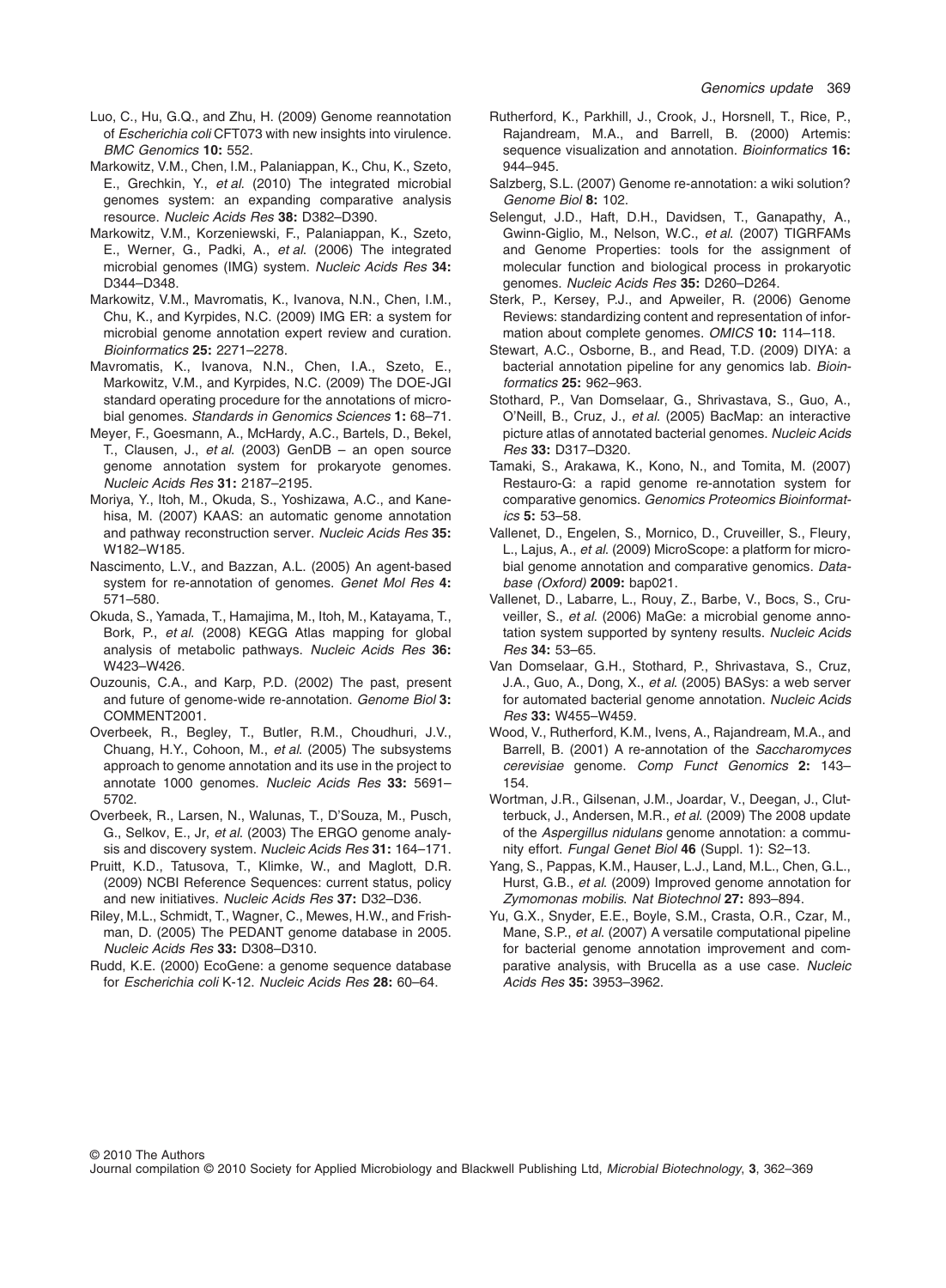Luo, C., Hu, G.Q., and Zhu, H. (2009) Genome reannotation of *Escherichia coli* CFT073 with new insights into virulence. *BMC Genomics* **10:** 552.

Markowitz, V.M., Chen, I.M., Palaniappan, K., Chu, K., Szeto, E., Grechkin, Y., *et al.* (2010) The integrated microbial genomes system: an expanding comparative analysis resource. *Nucleic Acids Res* **38:** D382–D390.

Markowitz, V.M., Korzeniewski, F., Palaniappan, K., Szeto, E., Werner, G., Padki, A., *et al.* (2006) The integrated microbial genomes (IMG) system. *Nucleic Acids Res* **34:** D344–D348.

Markowitz, V.M., Mavromatis, K., Ivanova, N.N., Chen, I.M., Chu, K., and Kyrpides, N.C. (2009) IMG ER: a system for microbial genome annotation expert review and curation. *Bioinformatics* **25:** 2271–2278.

Mavromatis, K., Ivanova, N.N., Chen, I.A., Szeto, E., Markowitz, V.M., and Kyrpides, N.C. (2009) The DOE-JGI standard operating procedure for the annotations of microbial genomes. *Standards in Genomics Sciences* **1:** 68–71.

Meyer, F., Goesmann, A., McHardy, A.C., Bartels, D., Bekel, T., Clausen, J., *et al.* (2003) GenDB – an open source genome annotation system for prokaryote genomes. *Nucleic Acids Res* **31:** 2187–2195.

Moriya, Y., Itoh, M., Okuda, S., Yoshizawa, A.C., and Kanehisa, M. (2007) KAAS: an automatic genome annotation and pathway reconstruction server. *Nucleic Acids Res* **35:** W182–W185.

Nascimento, L.V., and Bazzan, A.L. (2005) An agent-based system for re-annotation of genomes. *Genet Mol Res* **4:** 571–580.

Okuda, S., Yamada, T., Hamajima, M., Itoh, M., Katayama, T., Bork, P., *et al.* (2008) KEGG Atlas mapping for global analysis of metabolic pathways. *Nucleic Acids Res* **36:** W423–W426.

Ouzounis, C.A., and Karp, P.D. (2002) The past, present and future of genome-wide re-annotation. *Genome Biol* **3:** COMMENT2001.

Overbeek, R., Begley, T., Butler, R.M., Choudhuri, J.V., Chuang, H.Y., Cohoon, M., *et al.* (2005) The subsystems approach to genome annotation and its use in the project to annotate 1000 genomes. *Nucleic Acids Res* **33:** 5691–5702.

Overbeek, R., Larsen, N., Walunas, T., D'Souza, M., Pusch, G., Selkov, E., Jr, *et al.* (2003) The ERGO genome analysis and discovery system. *Nucleic Acids Res* **31:** 164–171.

Pruitt, K.D., Tatusova, T., Klimke, W., and Maglott, D.R. (2009) NCBI Reference Sequences: current status, policy and new initiatives. *Nucleic Acids Res* **37:** D32–D36.

Riley, M.L., Schmidt, T., Wagner, C., Mewes, H.W., and Frishman, D. (2005) The PEDANT genome database in 2005. *Nucleic Acids Res* **33:** D308–D310.

Rudd, K.E. (2000) EcoGene: a genome sequence database for *Escherichia coli* K-12. *Nucleic Acids Res* **28:** 60–64.

Rutherford, K., Parkhill, J., Crook, J., Horsnell, T., Rice, P., Rajandream, M.A., and Barrell, B. (2000) Artemis: sequence visualization and annotation. *Bioinformatics* **16:** 944–945.

Salzberg, S.L. (2007) Genome re-annotation: a wiki solution? *Genome Biol* **8:** 102.

Selengut, J.D., Haft, D.H., Davidsen, T., Ganapathy, A., Gwinn-Giglio, M., Nelson, W.C., *et al.* (2007) TIGRFAMs and Genome Properties: tools for the assignment of molecular function and biological process in prokaryotic genomes. *Nucleic Acids Res* **35:** D260–D264.

Sterk, P., Kersey, P.J., and Apweiler, R. (2006) Genome Reviews: standardizing content and representation of information about complete genomes. *OMICS* **10:** 114–118.

Stewart, A.C., Osborne, B., and Read, T.D. (2009) DIYA: a bacterial annotation pipeline for any genomics lab. *Bioinformatics* **25:** 962–963.

Stothard, P., Van Domselaar, G., Shrivastava, S., Guo, A., O'Neill, B., Cruz, J., *et al.* (2005) BacMap: an interactive picture atlas of annotated bacterial genomes. *Nucleic Acids Res* **33:** D317–D320.

Tamaki, S., Arakawa, K., Kono, N., and Tomita, M. (2007) Restauro-G: a rapid genome re-annotation system for comparative genomics. *Genomics Proteomics Bioinformatics* **5:** 53–58.

Vallenet, D., Engelen, S., Mornico, D., Cruveiller, S., Fleury, L., Lajus, A., *et al.* (2009) MicroScope: a platform for microbial genome annotation and comparative genomics. *Database (Oxford)* **2009:** bap021.

Vallenet, D., Labarre, L., Rouy, Z., Barbe, V., Bocs, S., Cruveiller, S., *et al.* (2006) MaGe: a microbial genome annotation system supported by synteny results. *Nucleic Acids Res* **34:** 53–65.

Van Domselaar, G.H., Stothard, P., Shrivastava, S., Cruz, J.A., Guo, A., Dong, X., *et al.* (2005) BASys: a web server for automated bacterial genome annotation. *Nucleic Acids Res* **33:** W455–W459.

Wood, V., Rutherford, K.M., Ivens, A., Rajandream, M.A., and Barrell, B. (2001) A re-annotation of the *Saccharomyces cerevisiae* genome. *Comp Funct Genomics* **2:** 143–154.

Wortman, J.R., Gilsenan, J.M., Joardar, V., Deegan, J., Clutterbuck, J., Andersen, M.R., *et al.* (2009) The 2008 update of the *Aspergillus nidulans* genome annotation: a community effort. *Fungal Genet Biol* **46** (Suppl. 1): S2–13.

Yang, S., Pappas, K.M., Hauser, L.J., Land, M.L., Chen, G.L., Hurst, G.B., *et al.* (2009) Improved genome annotation for *Zymomonas mobilis*. *Nat Biotechnol* **27:** 893–894.

Yu, G.X., Snyder, E.E., Boyle, S.M., Crasta, O.R., Czar, M., Mane, S.P., *et al.* (2007) A versatile computational pipeline for bacterial genome annotation improvement and comparative analysis, with Brucella as a use case. *Nucleic Acids Res* **35:** 3953–3962.